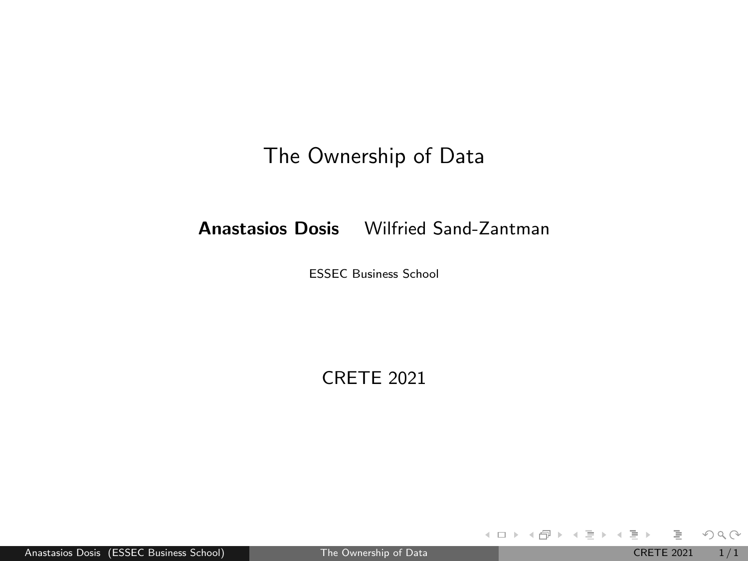# The Ownership of Data

**Anastasios Dosis** Wilfried Sand-Zantman

ESSEC Business School

CRETE 2021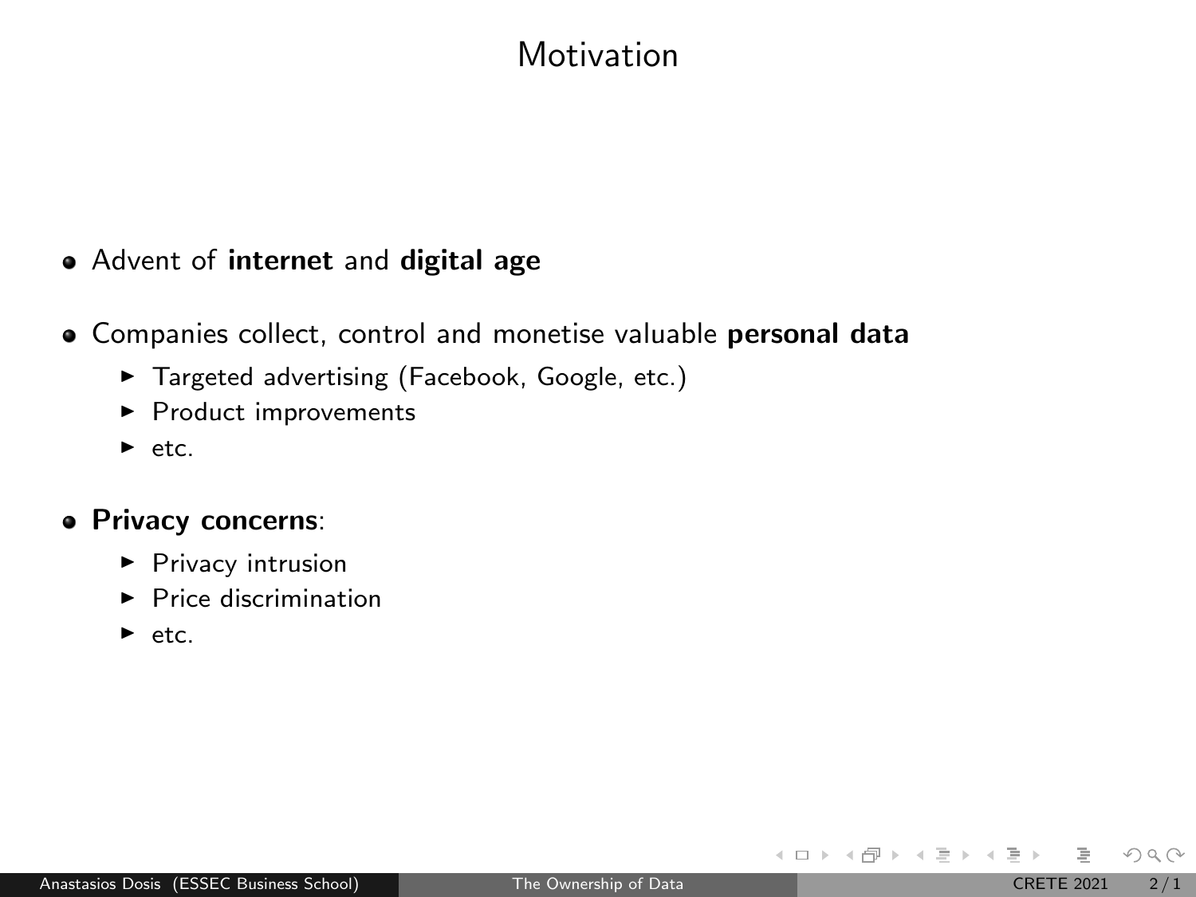# Motivation

- Advent of **internet** and **digital age**
- Companies collect, control and monetise valuable **personal data**
  - Targeted advertising (Facebook, Google, etc.)
  - Product improvements
  - etc.
- **Privacy concerns**:
  - Privacy intrusion
  - Price discrimination
  - etc.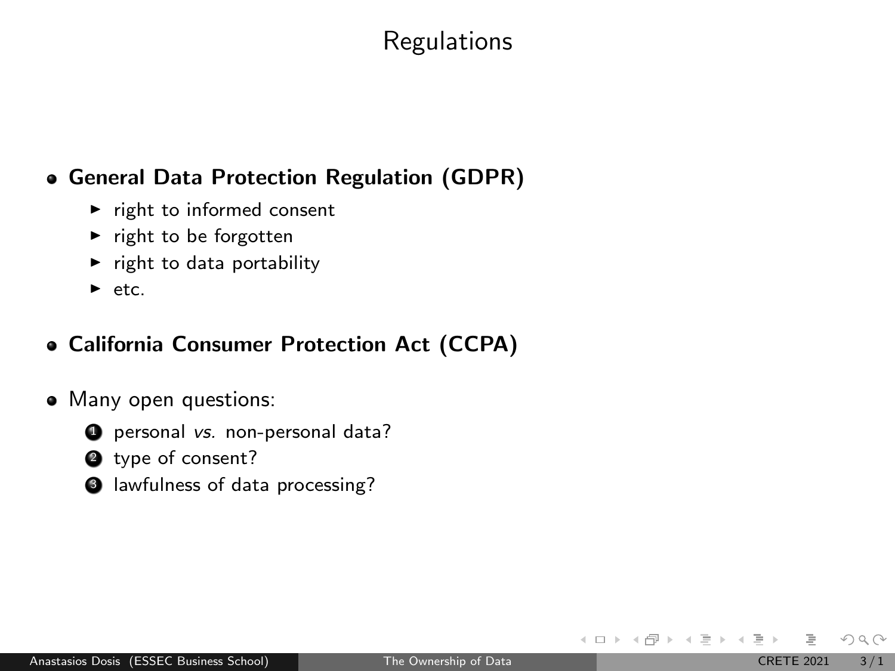# Regulations

- **General Data Protection Regulation (GDPR)**
  - right to informed consent
  - right to be forgotten
  - right to data portability
  - etc.
- **California Consumer Protection Act (CCPA)**
- Many open questions:
  1. personal *vs.* non-personal data?
  2. type of consent?
  3. lawfulness of data processing?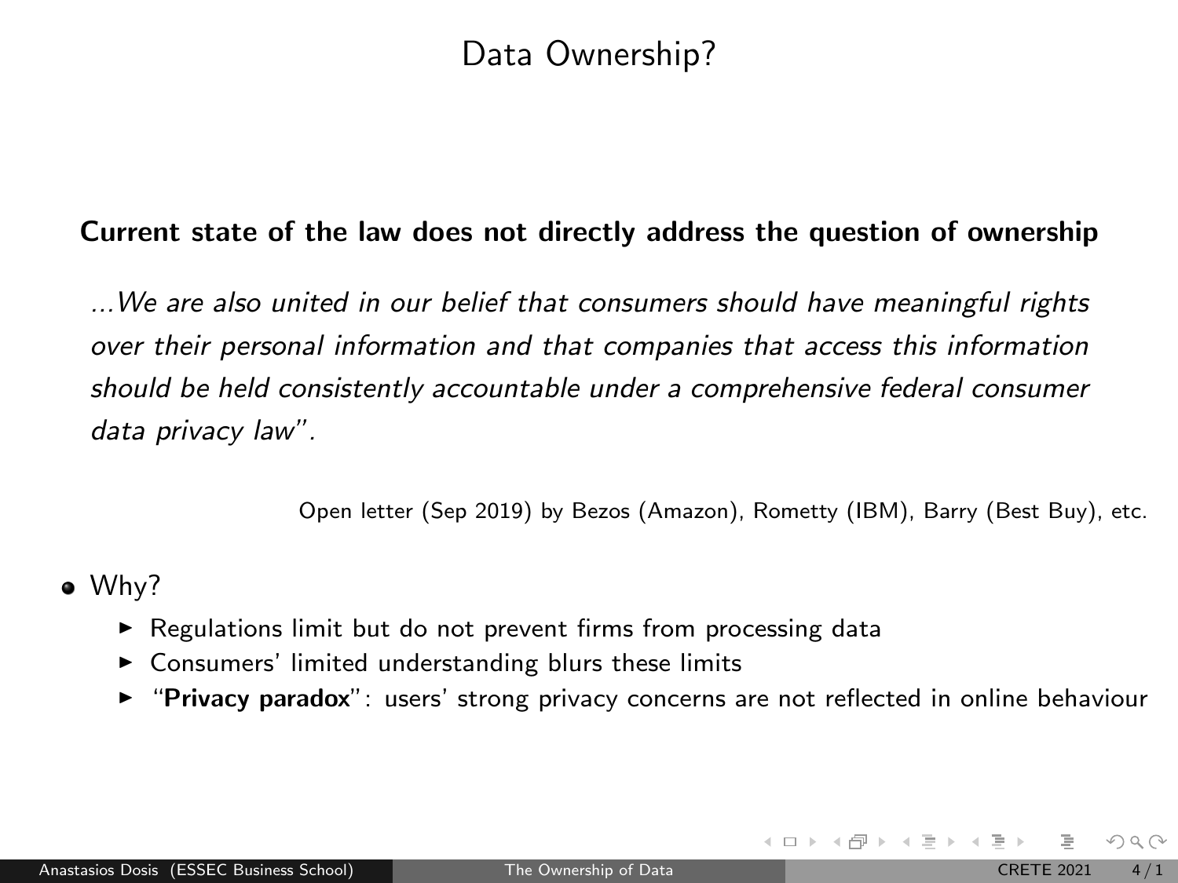# Data Ownership?

**Current state of the law does not directly address the question of ownership**

> *...We are also united in our belief that consumers should have meaningful rights over their personal information and that companies that access this information should be held consistently accountable under a comprehensive federal consumer data privacy law".*

Open letter (Sep 2019) by Bezos (Amazon), Rometty (IBM), Barry (Best Buy), etc.

- Why?
  - Regulations limit but do not prevent firms from processing data
  - Consumers' limited understanding blurs these limits
  - "**Privacy paradox**": users' strong privacy concerns are not reflected in online behaviour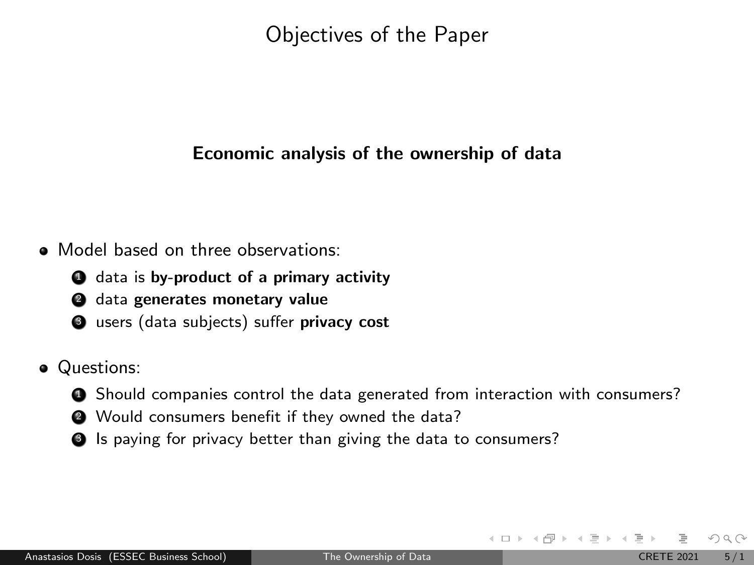# Objectives of the Paper

**Economic analysis of the ownership of data**

- Model based on three observations:
  1. data is **by-product of a primary activity**
  2. data **generates monetary value**
  3. users (data subjects) suffer **privacy cost**
- Questions:
  1. Should companies control the data generated from interaction with consumers?
  2. Would consumers benefit if they owned the data?
  3. Is paying for privacy better than giving the data to consumers?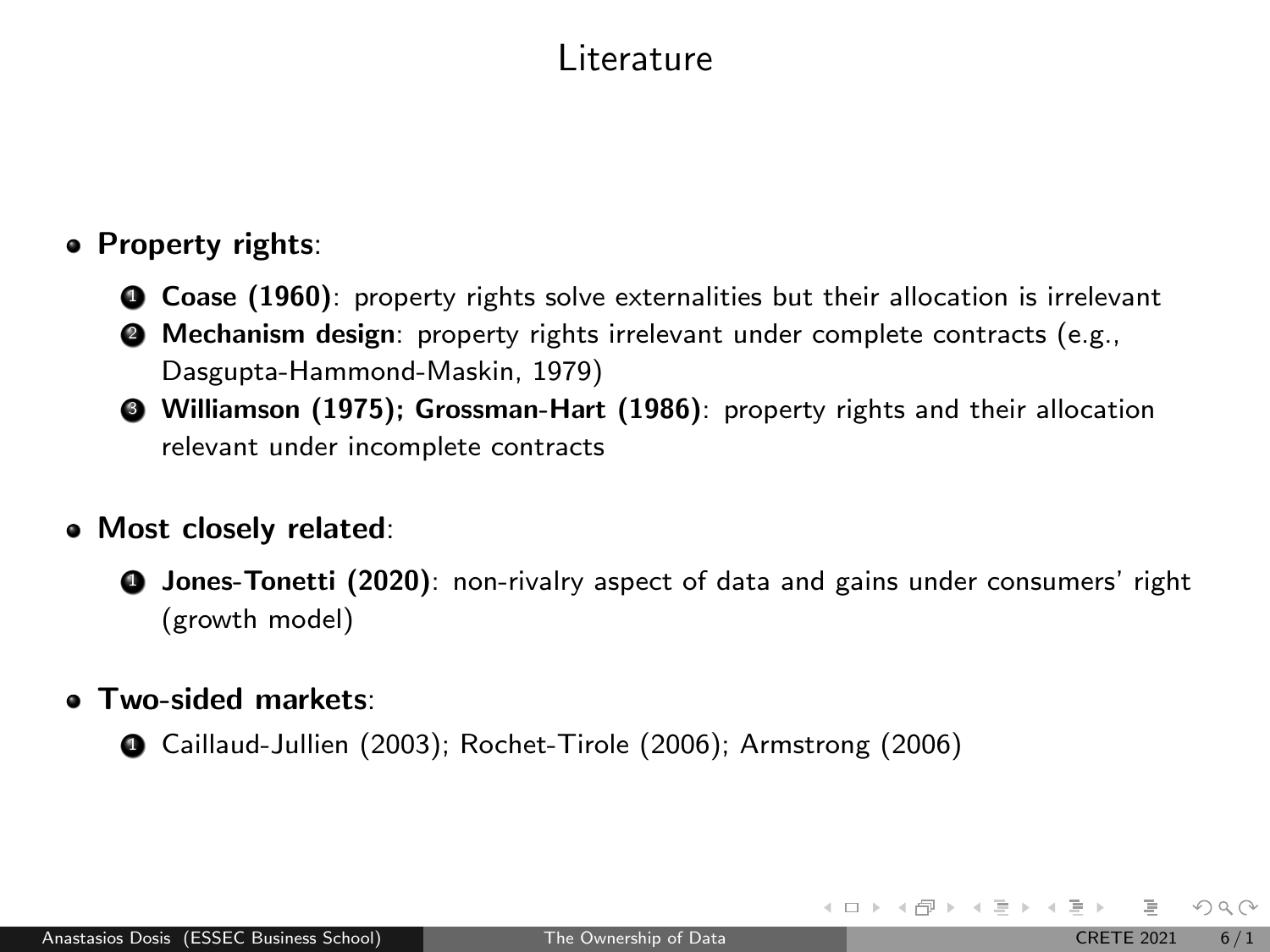# Literature

- **Property rights**:
  1. **Coase (1960)**: property rights solve externalities but their allocation is irrelevant
  2. **Mechanism design**: property rights irrelevant under complete contracts (e.g., Dasgupta-Hammond-Maskin, 1979)
  3. **Williamson (1975); Grossman-Hart (1986)**: property rights and their allocation relevant under incomplete contracts

- **Most closely related**:
  1. **Jones-Tonetti (2020)**: non-rivalry aspect of data and gains under consumers' right (growth model)

- **Two-sided markets**:
  1. Caillaud-Jullien (2003); Rochet-Tirole (2006); Armstrong (2006)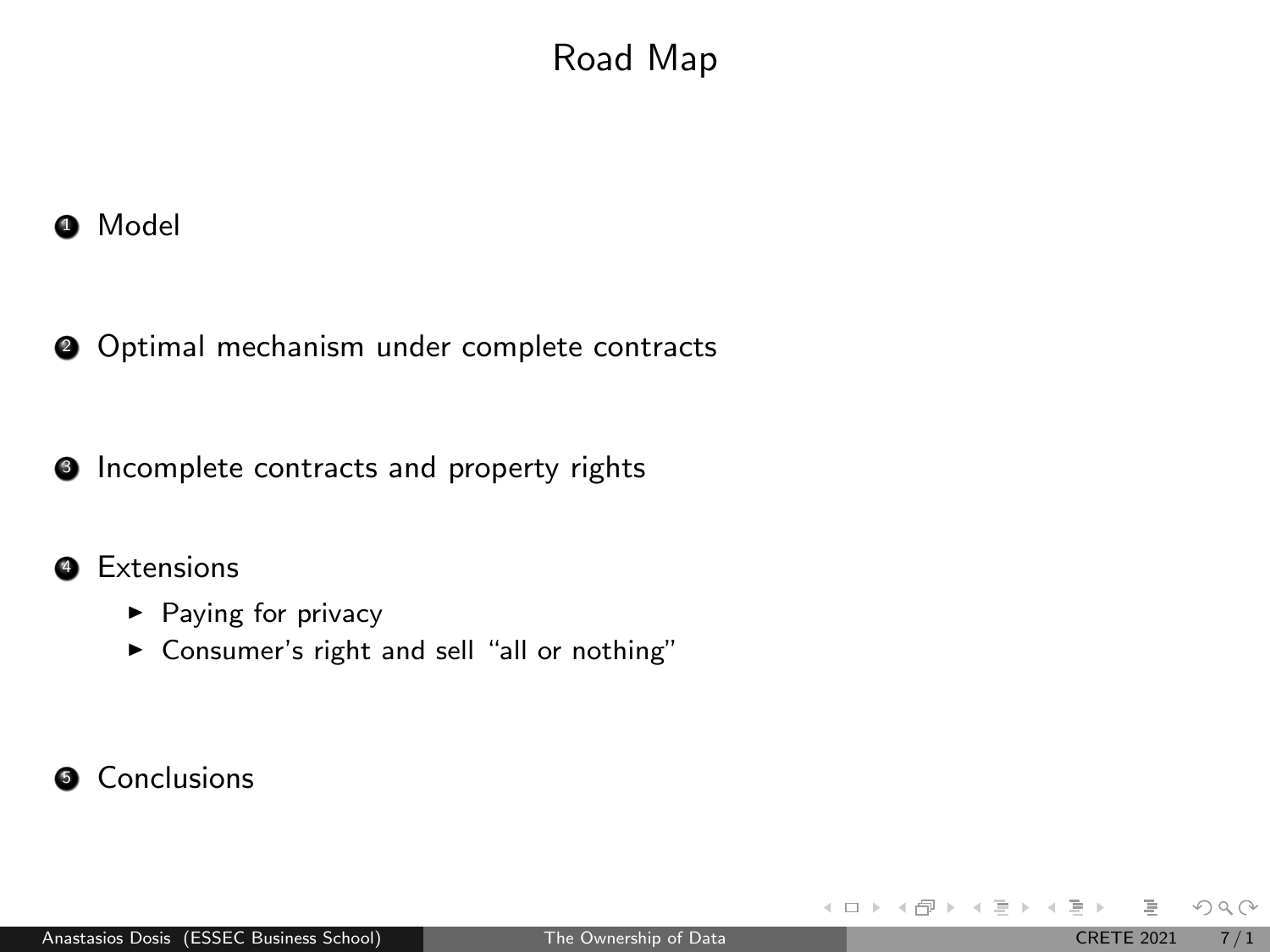# Road Map

1. Model
2. Optimal mechanism under complete contracts
3. Incomplete contracts and property rights
4. Extensions
   - Paying for privacy
   - Consumer's right and sell "all or nothing"
5. Conclusions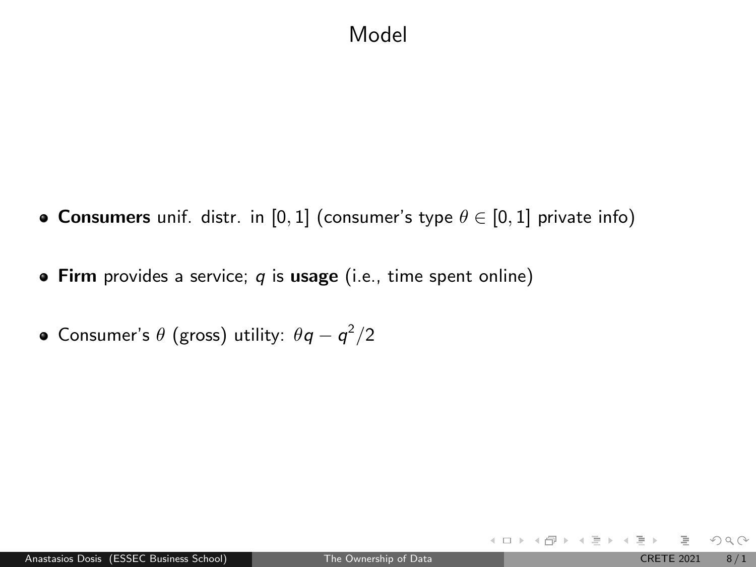# Model

- **Consumers** unif. distr. in $[0, 1]$ (consumer's type $\theta \in [0, 1]$ private info)
- **Firm** provides a service; $q$ is **usage** (i.e., time spent online)
- Consumer's $\theta$ (gross) utility: $\theta q - q^2/2$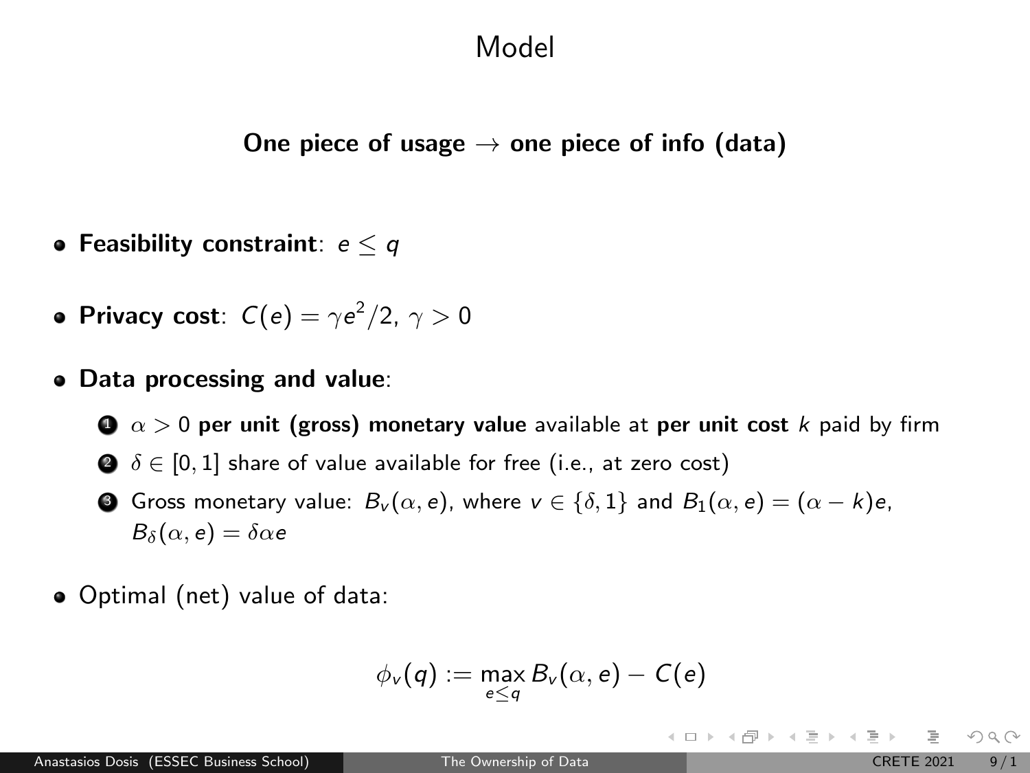# Model

**One piece of usage → one piece of info (data)**

- **Feasibility constraint**: $e \leq q$
- **Privacy cost**: $C(e) = \gamma e^2/2$, $\gamma > 0$
- **Data processing and value**:
  1. $\alpha > 0$ **per unit (gross) monetary value** available at **per unit cost** $k$ paid by firm
  2. $\delta \in [0, 1]$ share of value available for free (i.e., at zero cost)
  3. Gross monetary value: $B_v(\alpha, e)$, where $v \in \{\delta, 1\}$ and $B_1(\alpha, e) = (\alpha - k)e$, $B_\delta(\alpha, e) = \delta\alpha e$
- Optimal (net) value of data:

$$\phi_v(q) := \max_{e \leq q} B_v(\alpha, e) - C(e)$$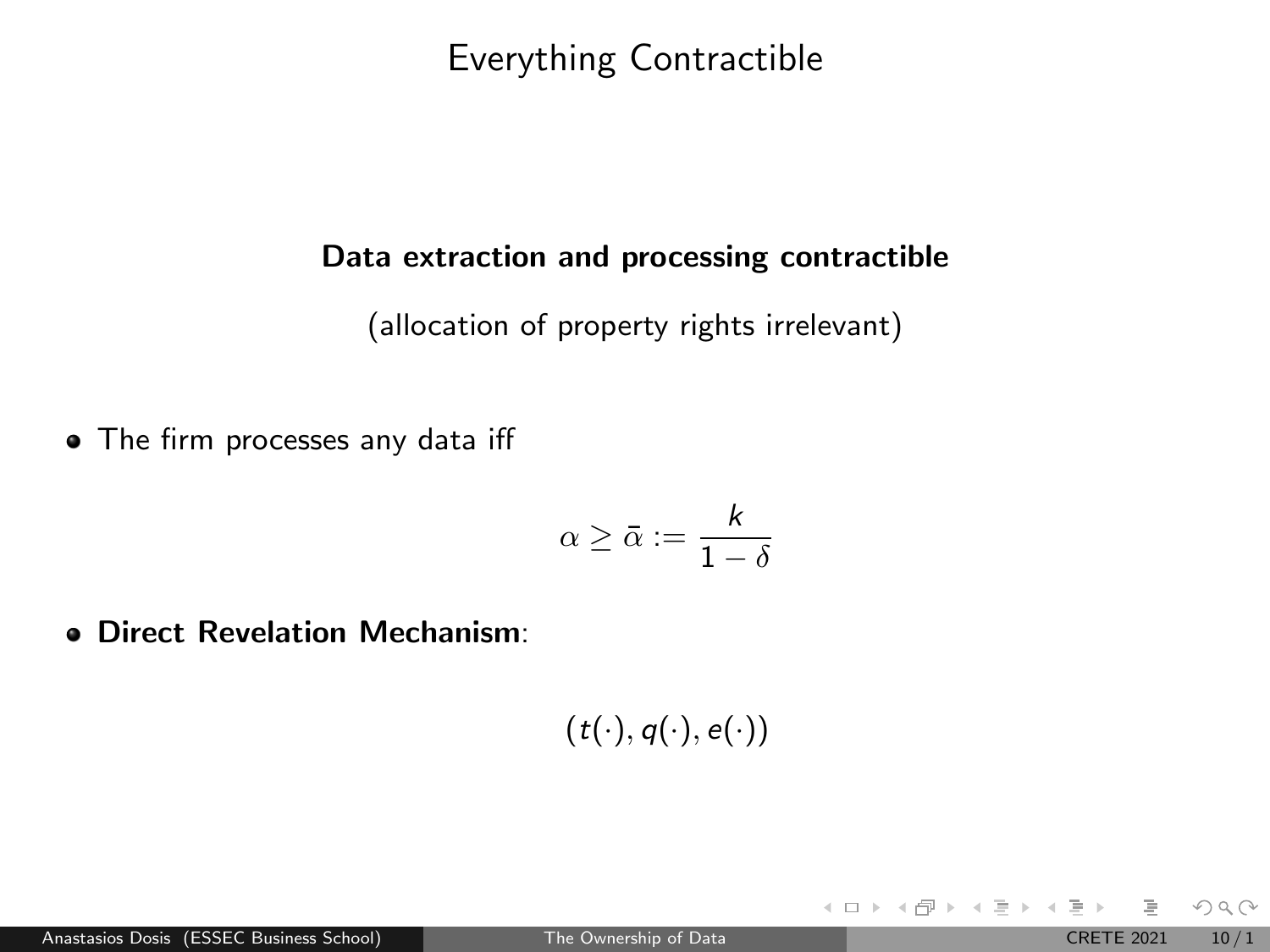# Everything Contractible

**Data extraction and processing contractible**

(allocation of property rights irrelevant)

- The firm processes any data iff

$$\alpha \geq \bar{\alpha} := \frac{k}{1-\delta}$$

- **Direct Revelation Mechanism**:

$$(t(\cdot), q(\cdot), e(\cdot))$$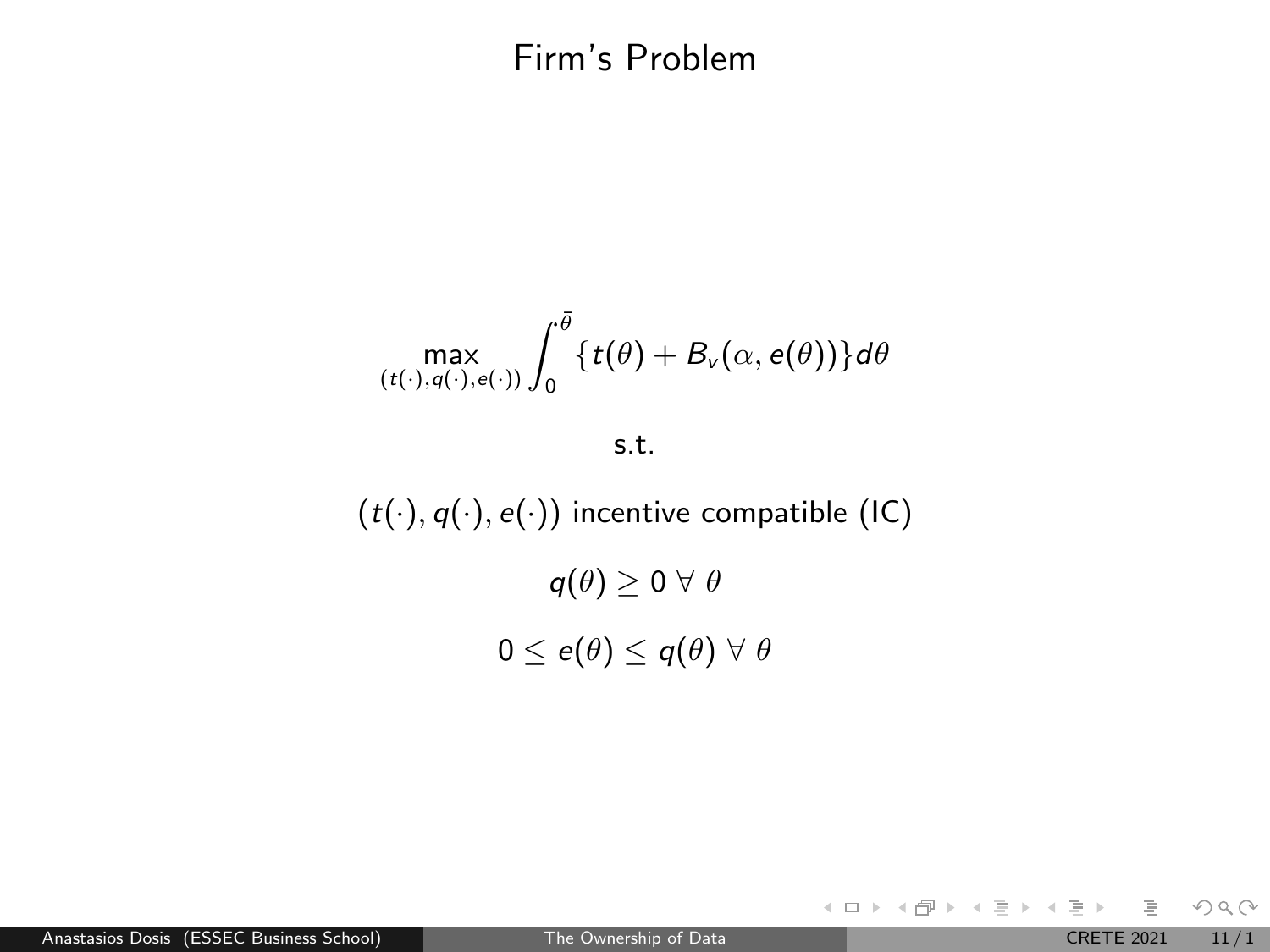# Firm's Problem

$$\max_{(t(\cdot),q(\cdot),e(\cdot))} \int_0^{\bar{\theta}} \{t(\theta) + B_v(\alpha, e(\theta))\} d\theta$$

s.t.

$(t(\cdot), q(\cdot), e(\cdot))$ incentive compatible (IC)

$$q(\theta) \geq 0 \ \forall \ \theta$$

$$0 \leq e(\theta) \leq q(\theta) \ \forall \ \theta$$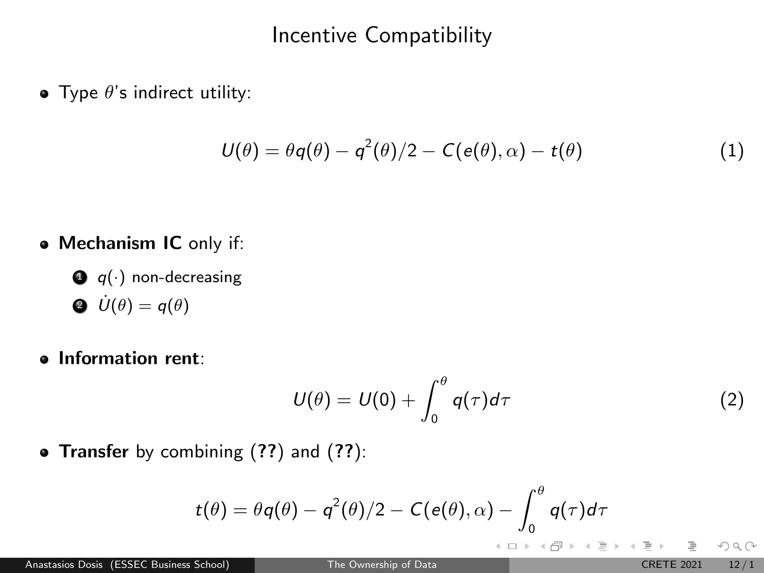# Incentive Compatibility

- Type $\theta$'s indirect utility:

$$U(\theta) = \theta q(\theta) - q^2(\theta)/2 - C(e(\theta), \alpha) - t(\theta) \tag{1}$$

- **Mechanism IC** only if:
  1. $q(\cdot)$ non-decreasing
  2. $\dot{U}(\theta) = q(\theta)$

- **Information rent**:

$$U(\theta) = U(0) + \int_0^\theta q(\tau) d\tau \tag{2}$$

- **Transfer** by combining (**??**) and (**??**):

$$t(\theta) = \theta q(\theta) - q^2(\theta)/2 - C(e(\theta), \alpha) - \int_0^\theta q(\tau) d\tau$$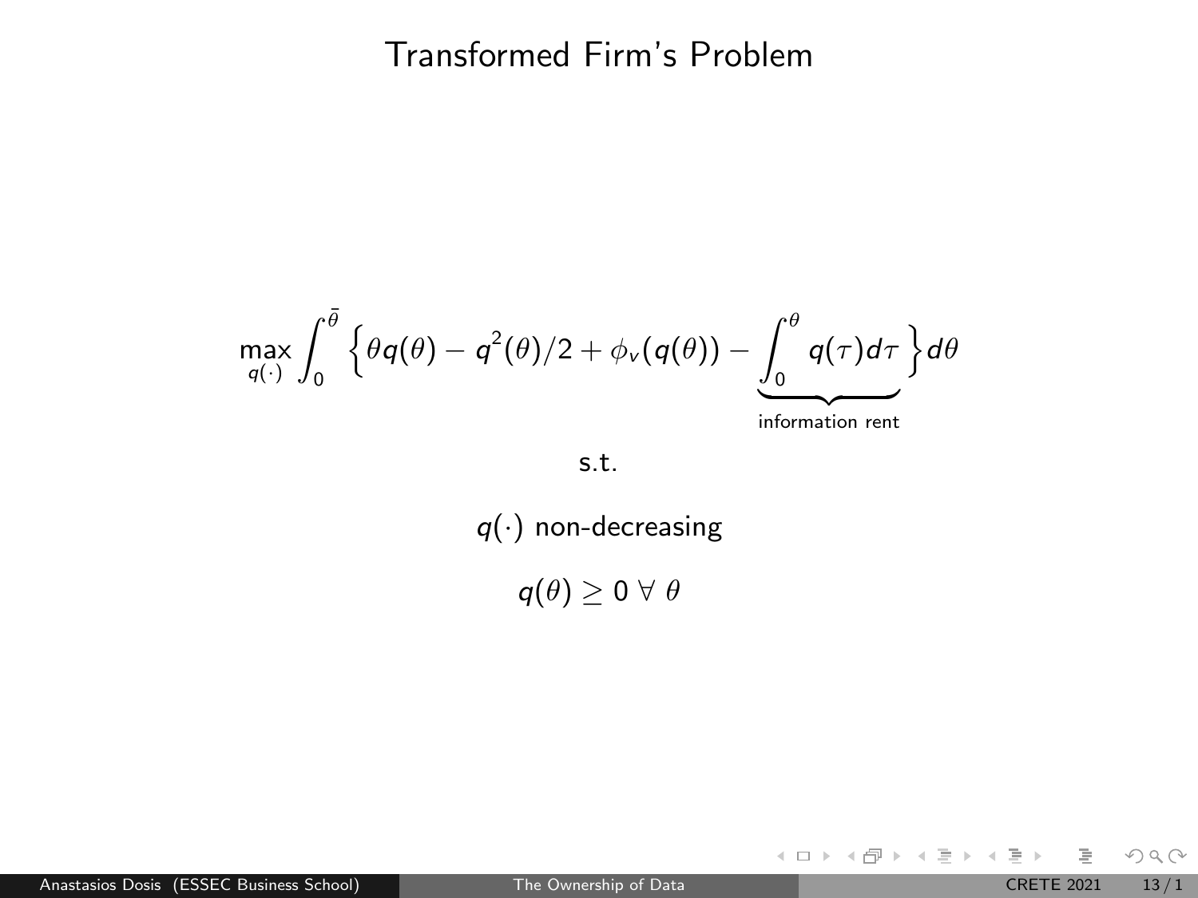# Transformed Firm's Problem

$$\max_{q(\cdot)} \int_0^{\bar{\theta}} \Big\{ \theta q(\theta) - q^2(\theta)/2 + \phi_v(q(\theta)) - \underbrace{\int_0^{\theta} q(\tau) d\tau}_{\text{information rent}} \Big\} d\theta$$

s.t.

$q(\cdot)$ non-decreasing

$q(\theta) \geq 0 \; \forall \; \theta$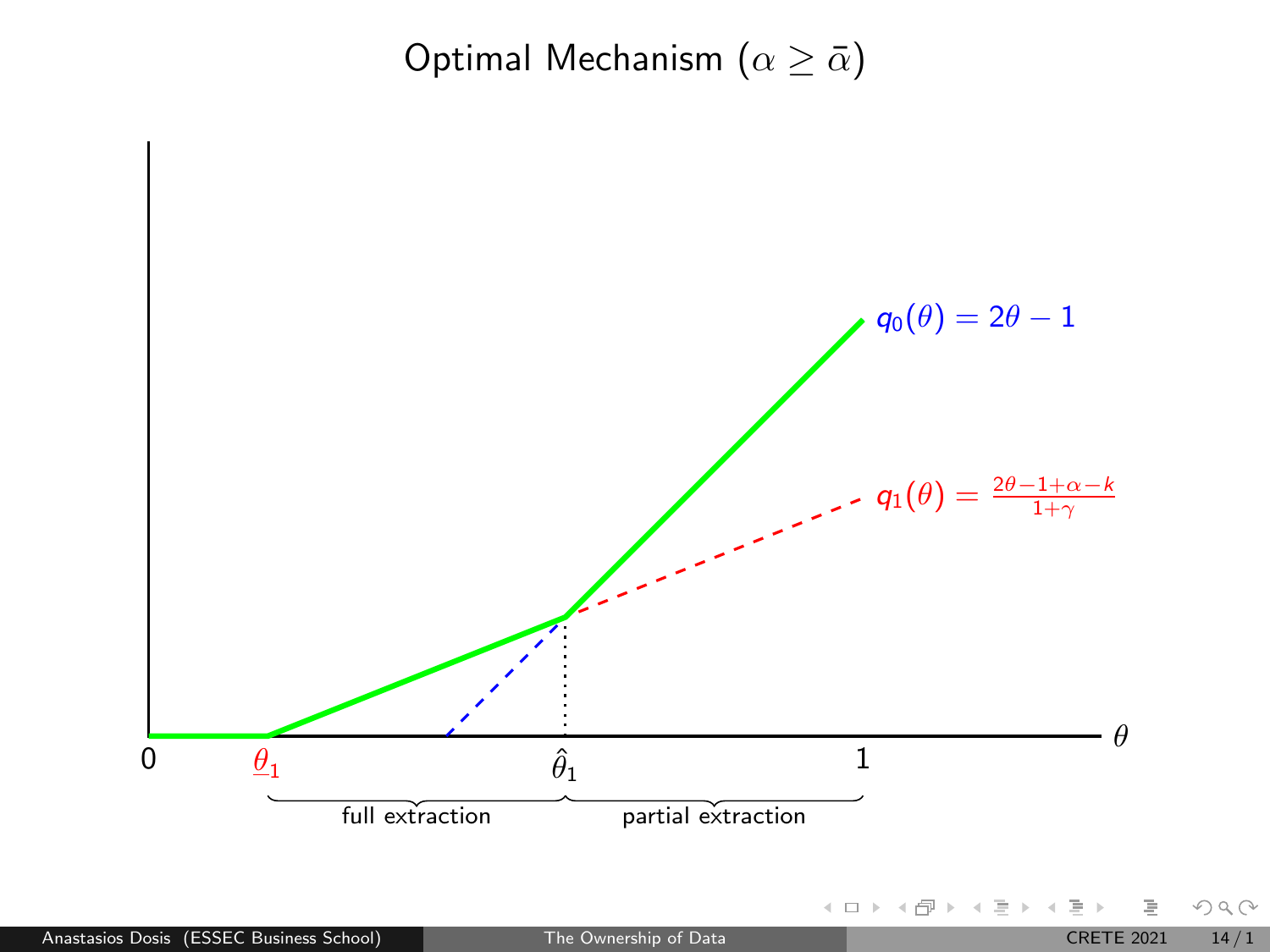# Optimal Mechanism ($\alpha \geq \bar{\alpha}$)

$q_0(\theta) = 2\theta - 1$

$q_1(\theta) = \frac{2\theta - 1 + \alpha - k}{1 + \gamma}$

$0$ $\underline{\theta}_1$ $\hat{\theta}_1$ $1$ $\theta$

full extraction | partial extraction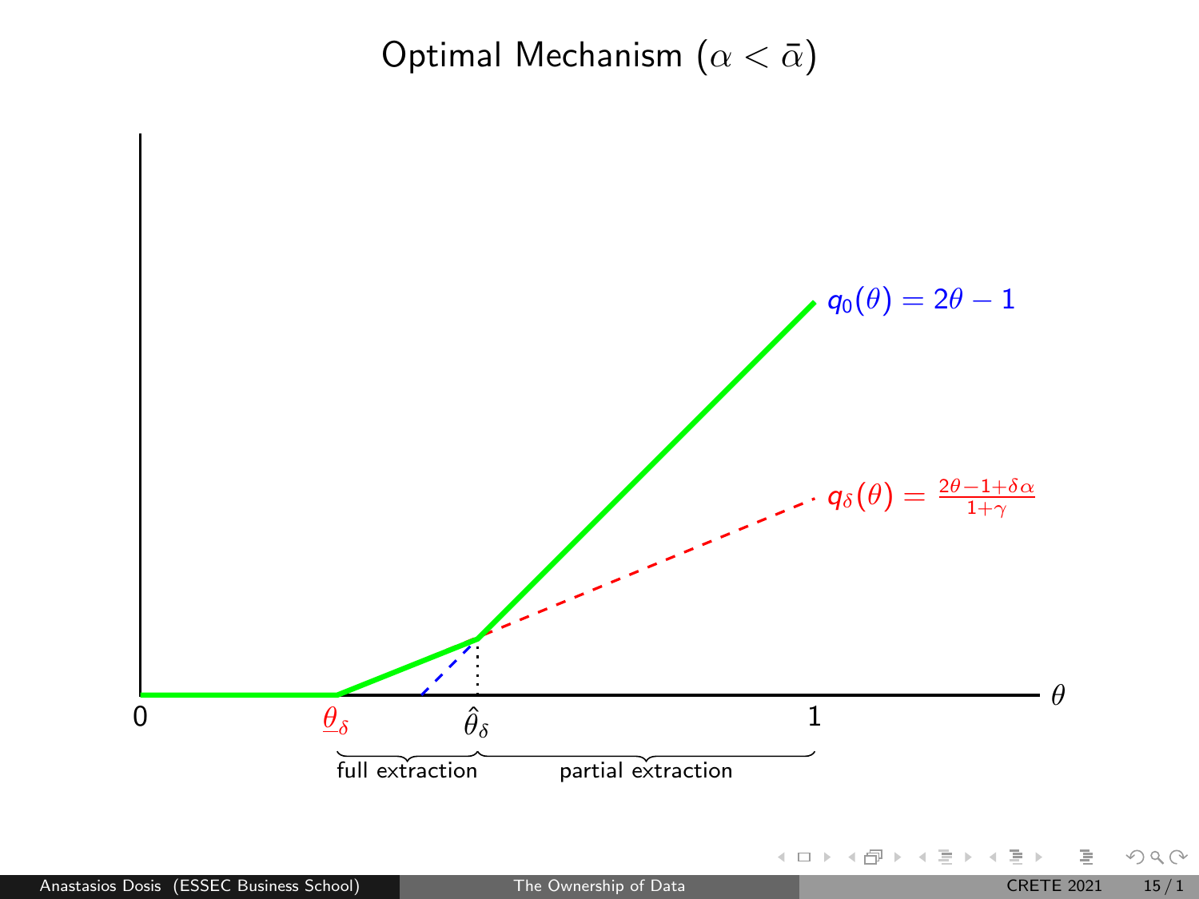# Optimal Mechanism ($\alpha < \bar{\alpha}$)

$q_0(\theta) = 2\theta - 1$

$q_\delta(\theta) = \frac{2\theta - 1 + \delta\alpha}{1+\gamma}$

$\theta$

0 $\underline{\theta}_\delta$ $\hat{\theta}_\delta$ 1

full extraction partial extraction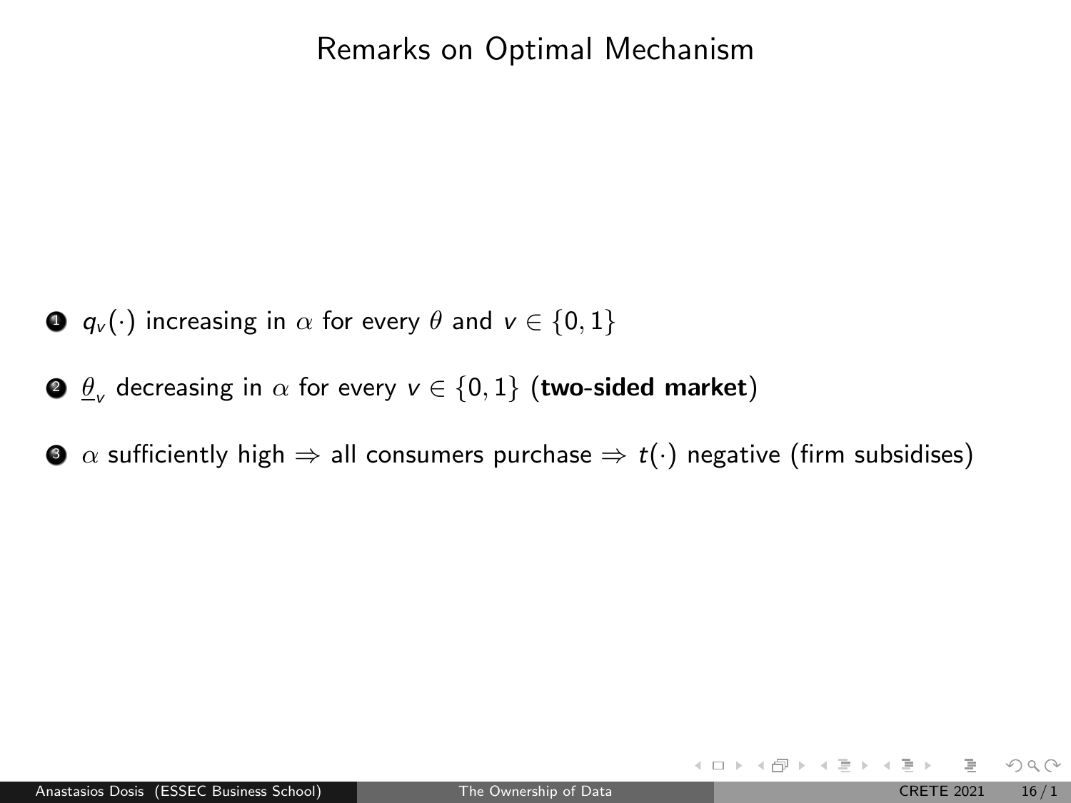# Remarks on Optimal Mechanism

1. $q_v(\cdot)$ increasing in $\alpha$ for every $\theta$ and $v \in \{0, 1\}$
2. $\underline{\theta}_v$ decreasing in $\alpha$ for every $v \in \{0, 1\}$ (**two-sided market**)
3. $\alpha$ sufficiently high $\Rightarrow$ all consumers purchase $\Rightarrow$ $t(\cdot)$ negative (firm subsidises)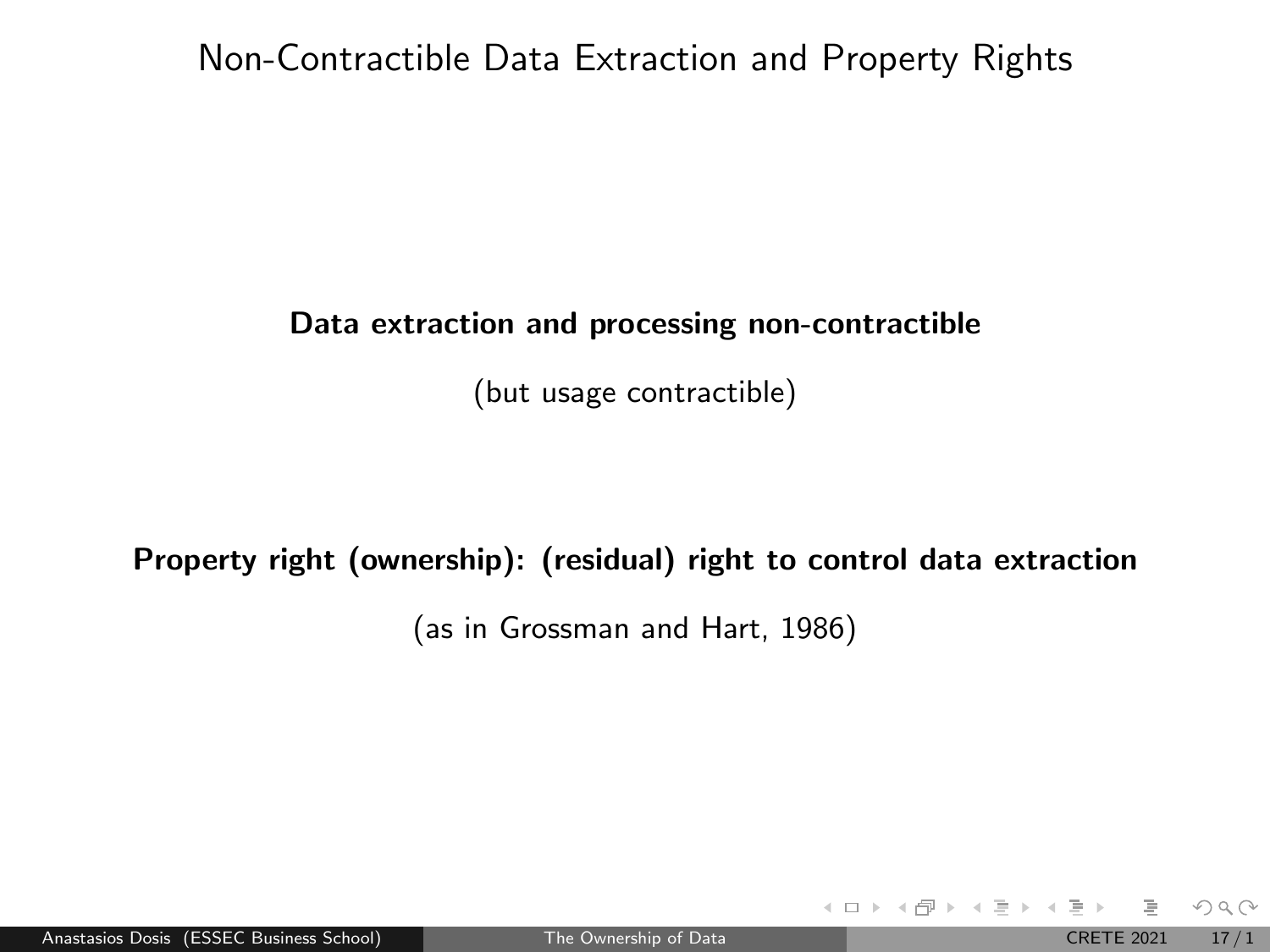# Non-Contractible Data Extraction and Property Rights

**Data extraction and processing non-contractible**

(but usage contractible)

**Property right (ownership): (residual) right to control data extraction**

(as in Grossman and Hart, 1986)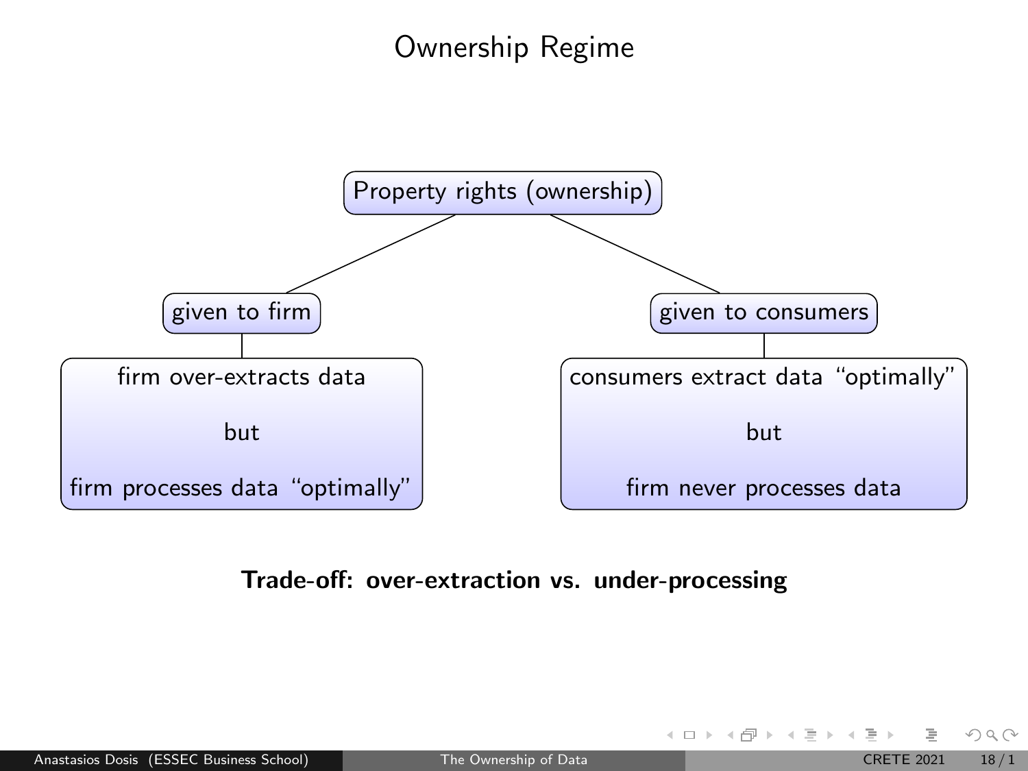# Ownership Regime

- Property rights (ownership)
  - given to firm
    - firm over-extracts data

      but

      firm processes data "optimally"
  - given to consumers
    - consumers extract data "optimally"

      but

      firm never processes data

**Trade-off: over-extraction vs. under-processing**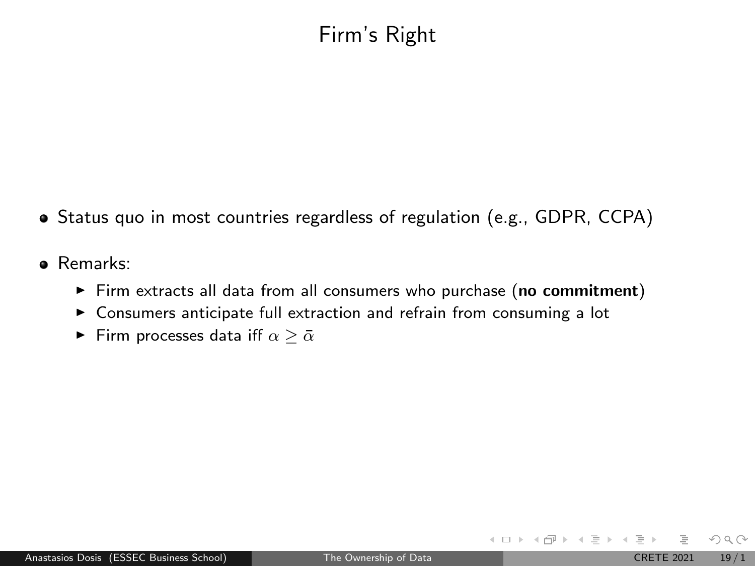# Firm's Right

- Status quo in most countries regardless of regulation (e.g., GDPR, CCPA)
- Remarks:
  - Firm extracts all data from all consumers who purchase (**no commitment**)
  - Consumers anticipate full extraction and refrain from consuming a lot
  - Firm processes data iff $\alpha \geq \bar{\alpha}$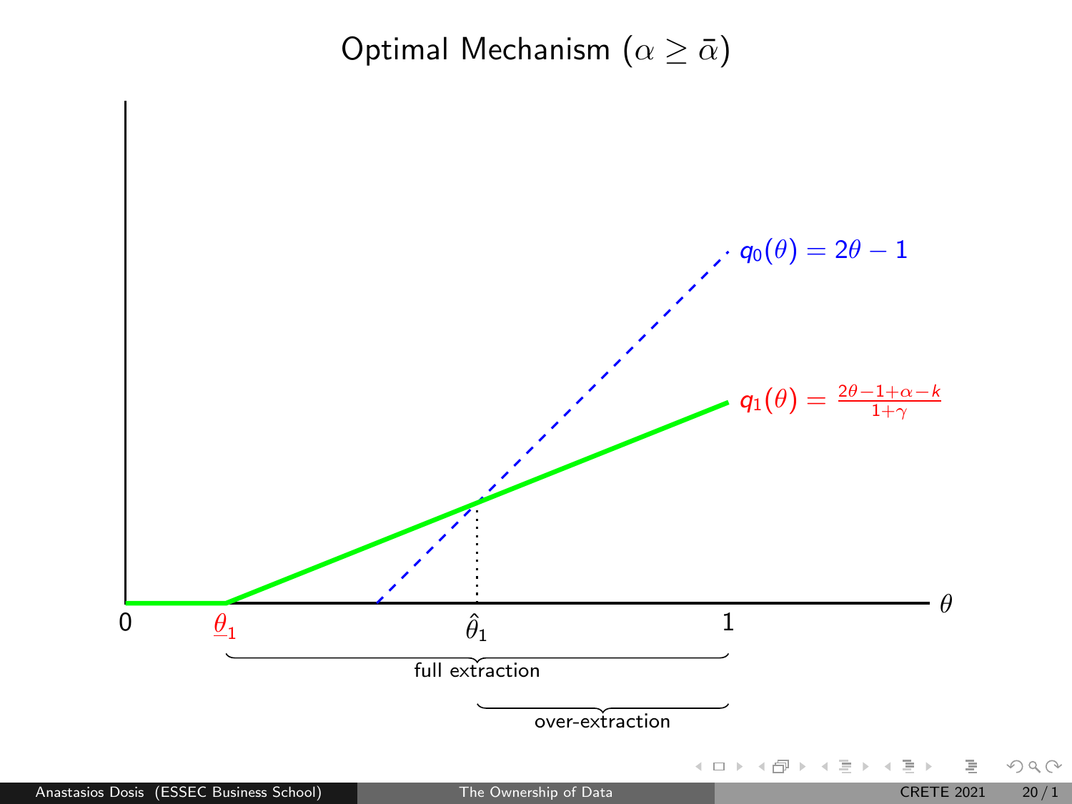# Optimal Mechanism ($\alpha \geq \bar{\alpha}$)

$q_0(\theta) = 2\theta - 1$

$q_1(\theta) = \frac{2\theta - 1 + \alpha - k}{1+\gamma}$

$0$ $\underline{\theta}_1$ $\hat{\theta}_1$ $1$ $\theta$

full extraction

over-extraction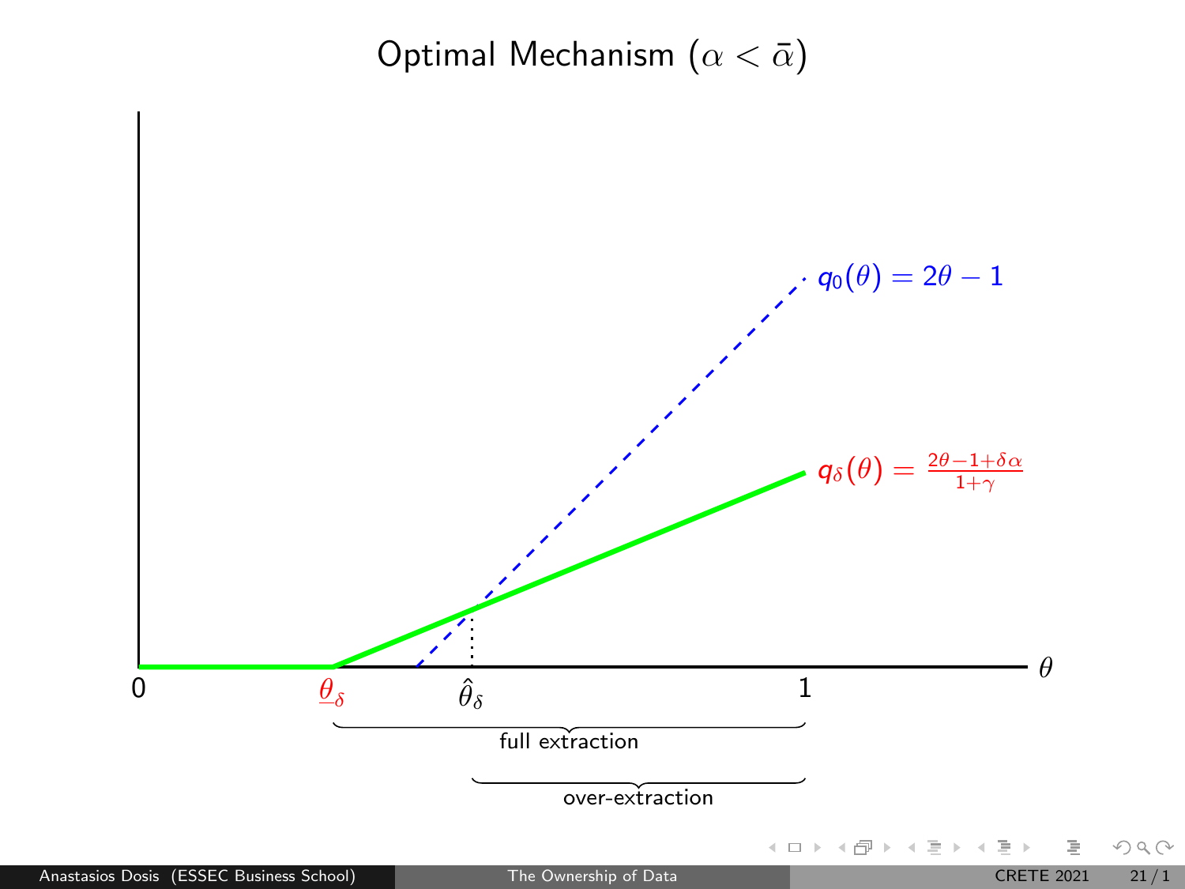# Optimal Mechanism ($\alpha < \bar{\alpha}$)

$q_0(\theta) = 2\theta - 1$

$q_\delta(\theta) = \frac{2\theta - 1 + \delta\alpha}{1+\gamma}$

$\theta$

0 $\quad \underline{\theta}_\delta \quad \hat{\theta}_\delta \quad$ 1

full extraction

over-extraction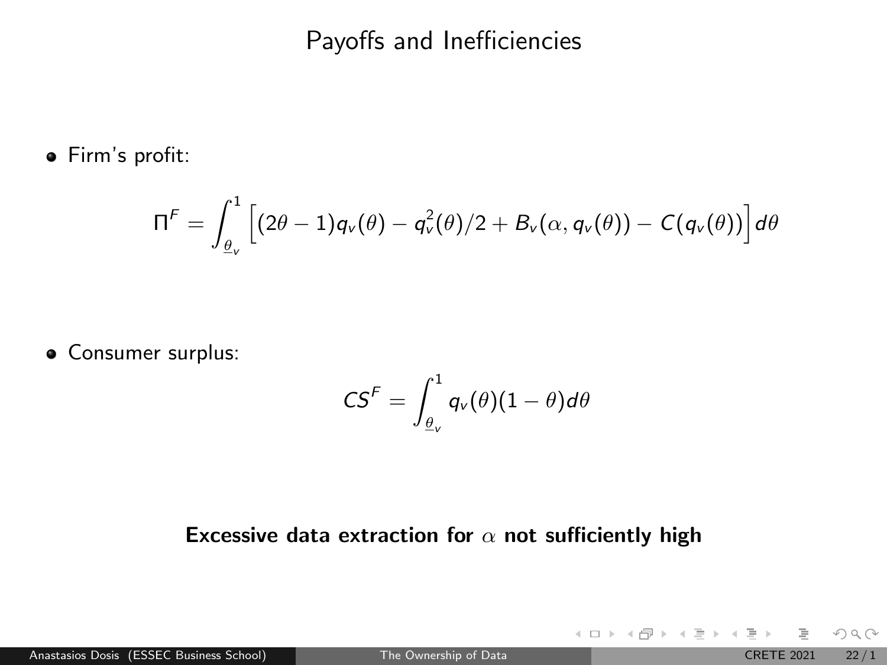# Payoffs and Inefficiencies

- Firm's profit:

$$\Pi^F = \int_{\underline{\theta}_v}^{1} \Big[(2\theta - 1)q_v(\theta) - q_v^2(\theta)/2 + B_v(\alpha, q_v(\theta)) - C(q_v(\theta))\Big] d\theta$$

- Consumer surplus:

$$CS^F = \int_{\underline{\theta}_v}^{1} q_v(\theta)(1 - \theta) d\theta$$

**Excessive data extraction for $\alpha$ not sufficiently high**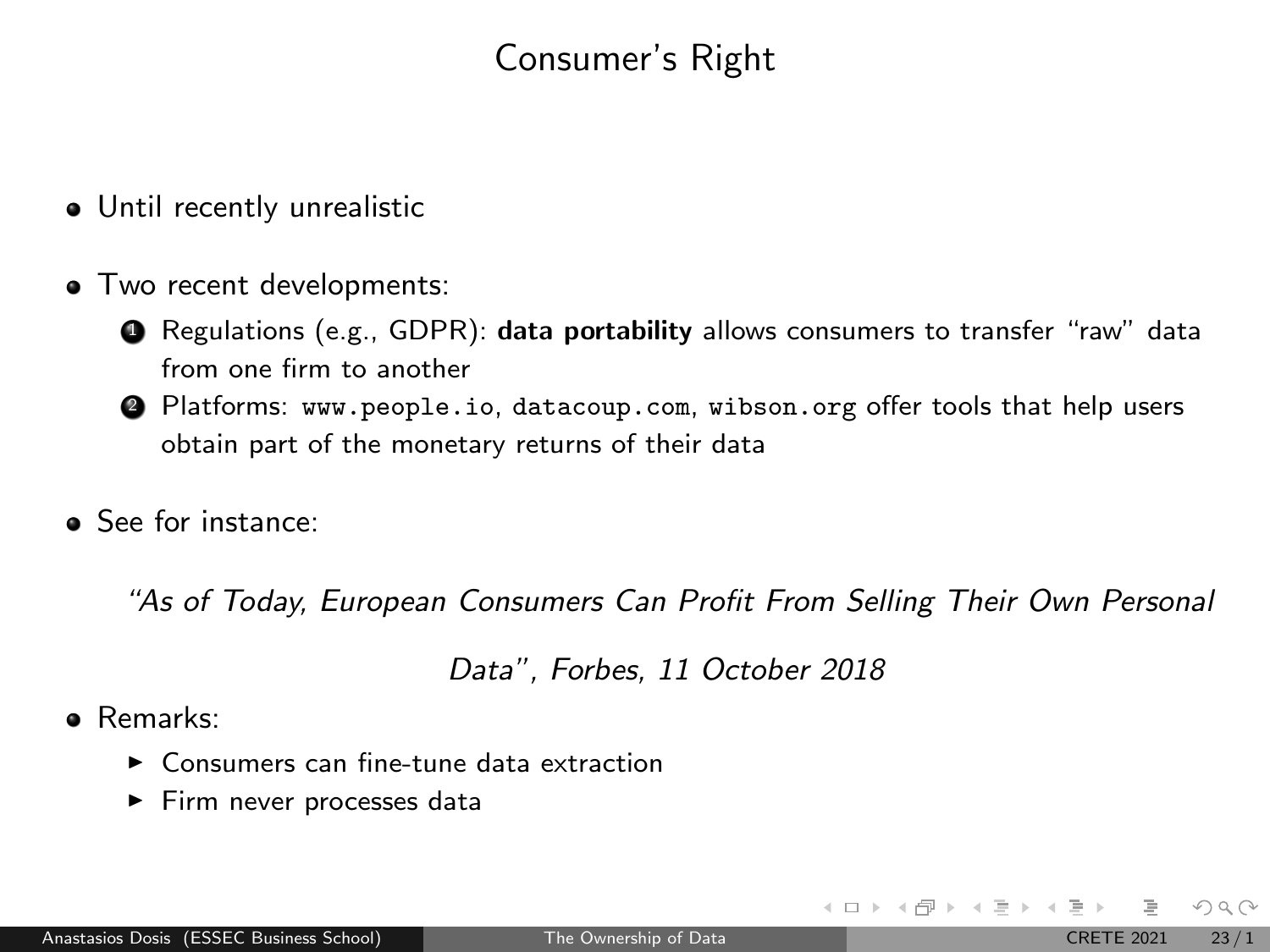# Consumer's Right

- Until recently unrealistic
- Two recent developments:
  1. Regulations (e.g., GDPR): **data portability** allows consumers to transfer "raw" data from one firm to another
  2. Platforms: `www.people.io`, `datacoup.com`, `wibson.org` offer tools that help users obtain part of the monetary returns of their data
- See for instance:

  *"As of Today, European Consumers Can Profit From Selling Their Own Personal Data", Forbes, 11 October 2018*

- Remarks:
  - Consumers can fine-tune data extraction
  - Firm never processes data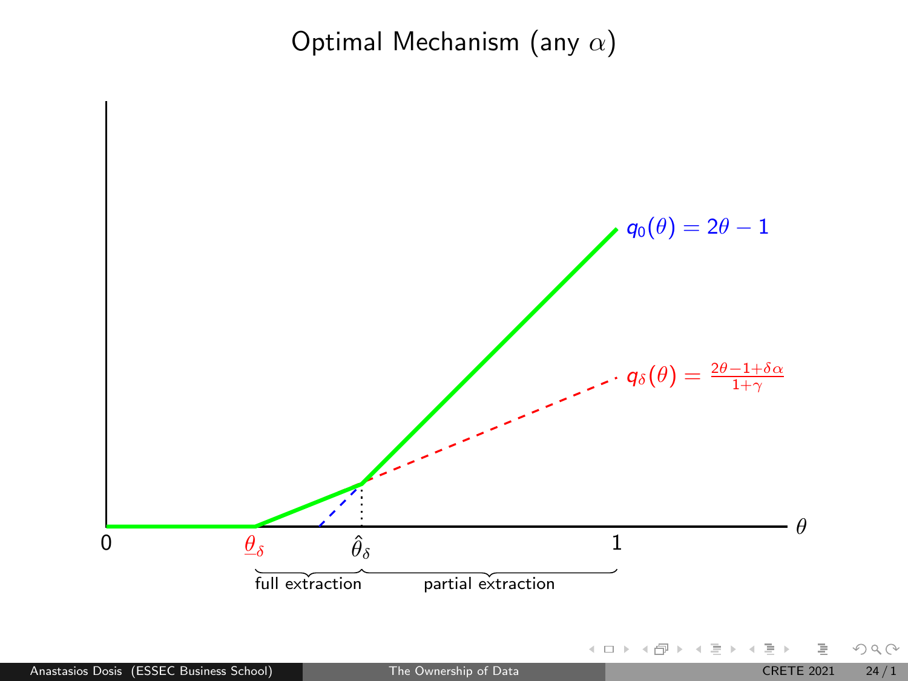# Optimal Mechanism (any $\alpha$)

$q_0(\theta) = 2\theta - 1$

$q_\delta(\theta) = \frac{2\theta - 1 + \delta\alpha}{1+\gamma}$

$0$ $\underline{\theta}_\delta$ $\hat{\theta}_\delta$ $1$ $\theta$

full extraction — partial extraction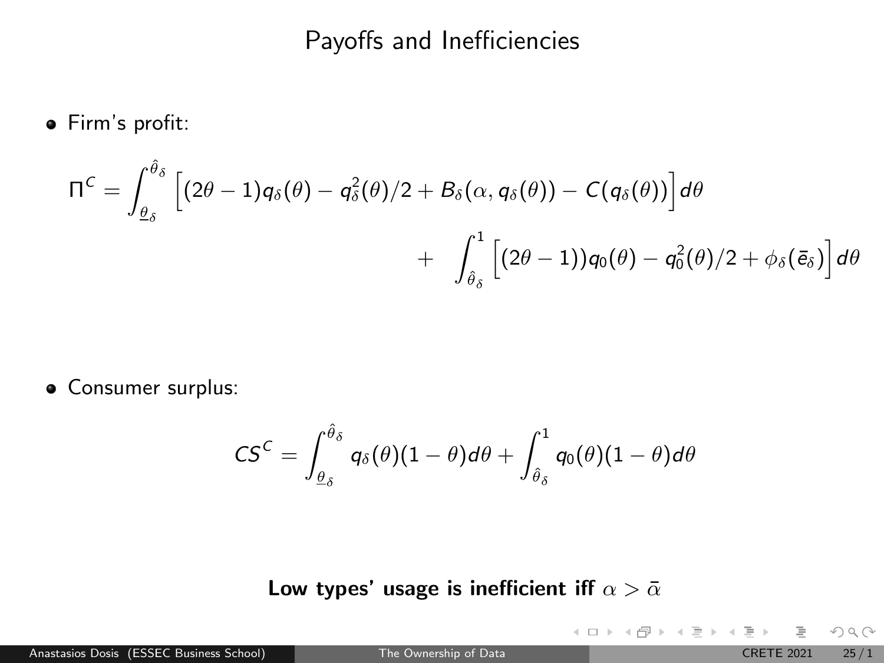# Payoffs and Inefficiencies

- Firm's profit:

$$\Pi^C = \int_{\underline{\theta}_\delta}^{\hat{\theta}_\delta} \Big[(2\theta - 1)q_\delta(\theta) - q_\delta^2(\theta)/2 + B_\delta(\alpha, q_\delta(\theta)) - C(q_\delta(\theta))\Big] d\theta$$

$$+ \quad \int_{\hat{\theta}_\delta}^{1} \Big[(2\theta - 1))q_0(\theta) - q_0^2(\theta)/2 + \phi_\delta(\bar{e}_\delta)\Big] d\theta$$

- Consumer surplus:

$$CS^C = \int_{\underline{\theta}_\delta}^{\hat{\theta}_\delta} q_\delta(\theta)(1-\theta)d\theta + \int_{\hat{\theta}_\delta}^{1} q_0(\theta)(1-\theta)d\theta$$

**Low types' usage is inefficient iff $\alpha > \bar{\alpha}$**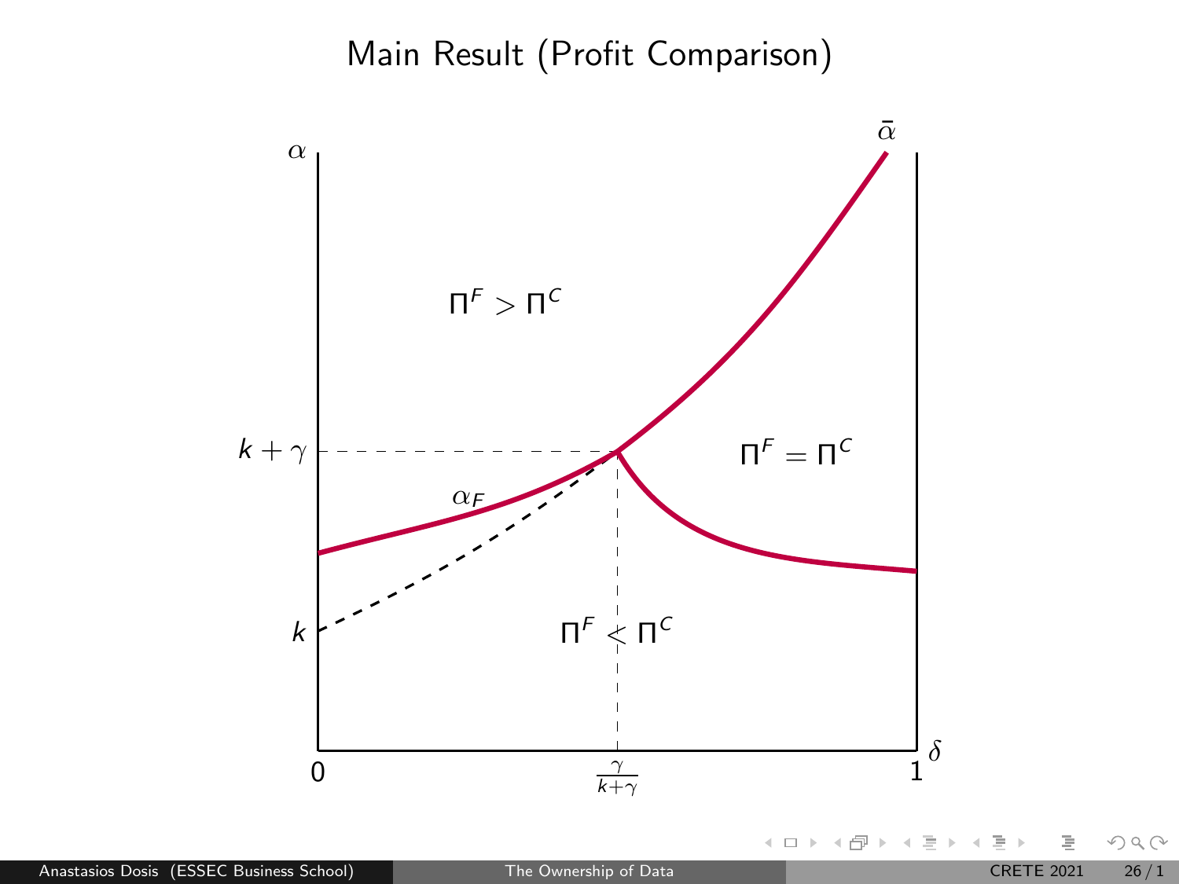# Main Result (Profit Comparison)

$\alpha$

$\bar{\alpha}$

$\Pi^F > \Pi^C$

$k + \gamma$

$\Pi^F = \Pi^C$

$\alpha_F$

$k$

$\Pi^F < \Pi^C$

$0$ $\frac{\gamma}{k+\gamma}$ $1$ $\delta$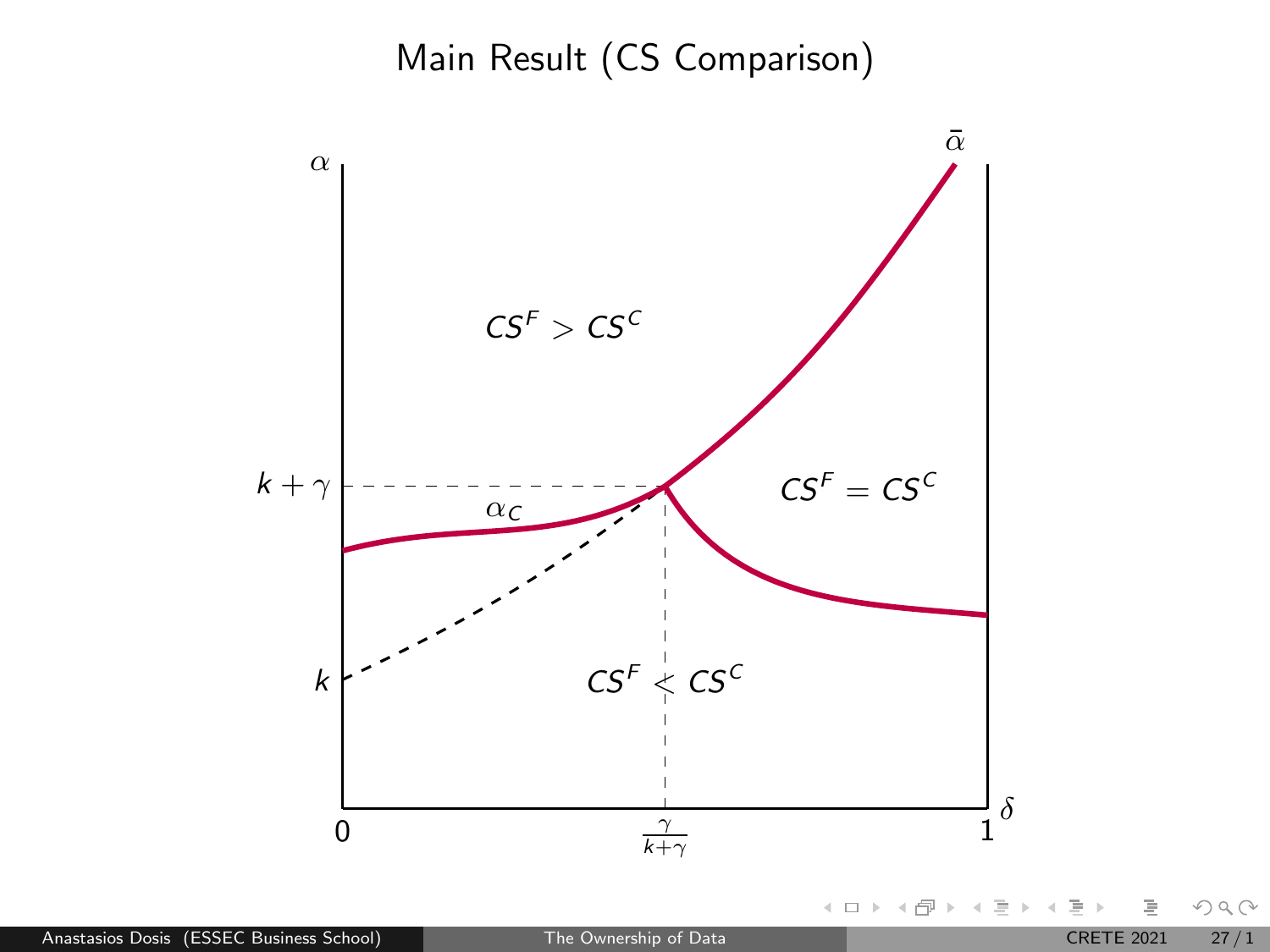# Main Result (CS Comparison)

$\alpha$

$\bar{\alpha}$

$CS^F > CS^C$

$k + \gamma$

$\alpha_C$

$CS^F = CS^C$

$k$

$CS^F < CS^C$

$0$

$\frac{\gamma}{k+\gamma}$

$1$

$\delta$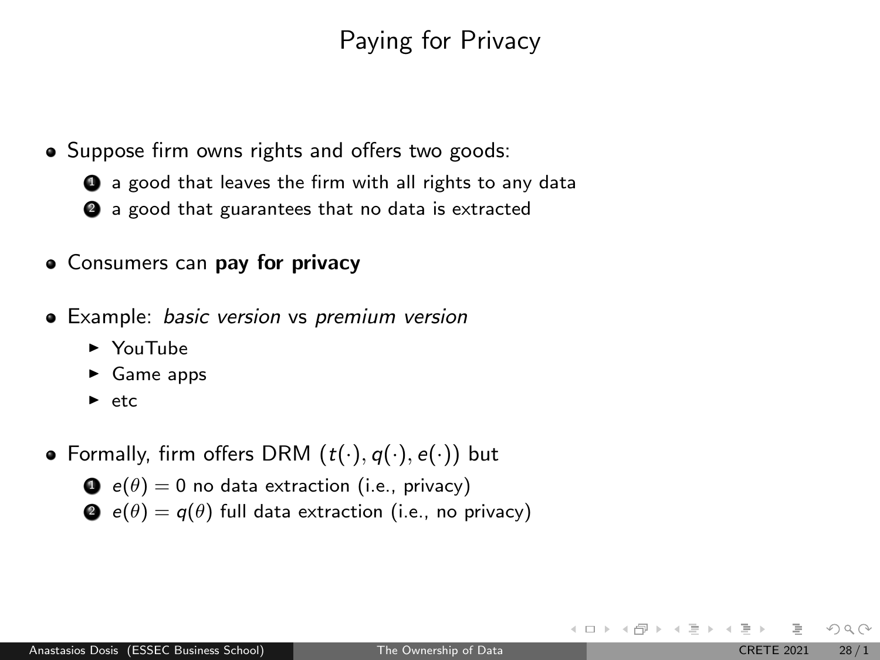# Paying for Privacy

- Suppose firm owns rights and offers two goods:
  1. a good that leaves the firm with all rights to any data
  2. a good that guarantees that no data is extracted

- Consumers can **pay for privacy**

- Example: *basic version* vs *premium version*
  - YouTube
  - Game apps
  - etc

- Formally, firm offers DRM $(t(\cdot), q(\cdot), e(\cdot))$ but
  1. $e(\theta) = 0$ no data extraction (i.e., privacy)
  2. $e(\theta) = q(\theta)$ full data extraction (i.e., no privacy)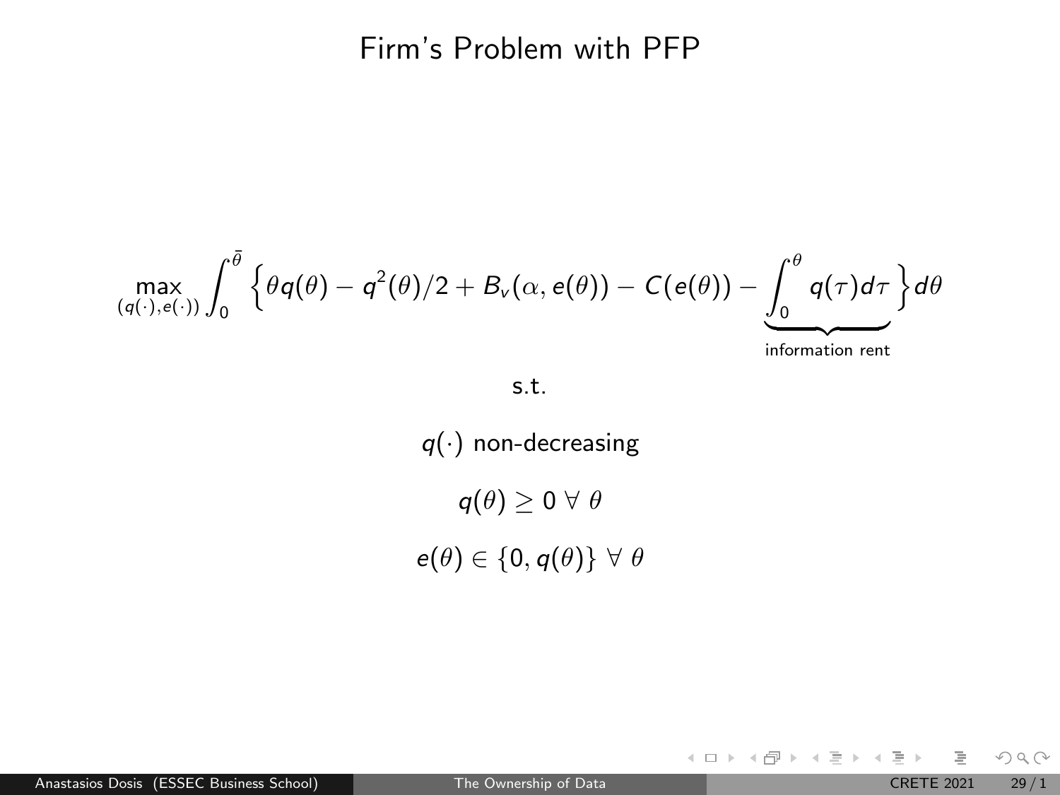# Firm's Problem with PFP

$$\max_{(q(\cdot),e(\cdot))} \int_0^{\bar{\theta}} \Big\{ \theta q(\theta) - q^2(\theta)/2 + B_v(\alpha, e(\theta)) - C(e(\theta)) - \underbrace{\int_0^{\theta} q(\tau) d\tau}_{\text{information rent}} \Big\} d\theta$$

s.t.

$$q(\cdot) \text{ non-decreasing}$$

$$q(\theta) \geq 0 \ \forall \ \theta$$

$$e(\theta) \in \{0, q(\theta)\} \ \forall \ \theta$$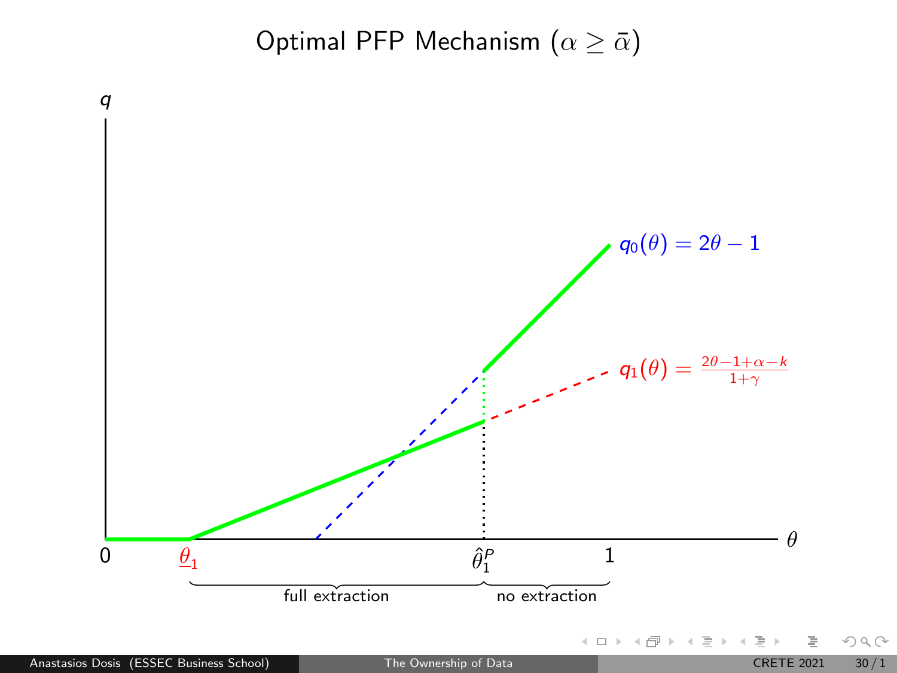# Optimal PFP Mechanism ($\alpha \geq \bar{\alpha}$)

$q$

$q_0(\theta) = 2\theta - 1$

$q_1(\theta) = \frac{2\theta - 1 + \alpha - k}{1 + \gamma}$

$\theta$

0 $\quad \underline{\theta}_1 \quad \hat{\theta}_1^P \quad 1$

full extraction — no extraction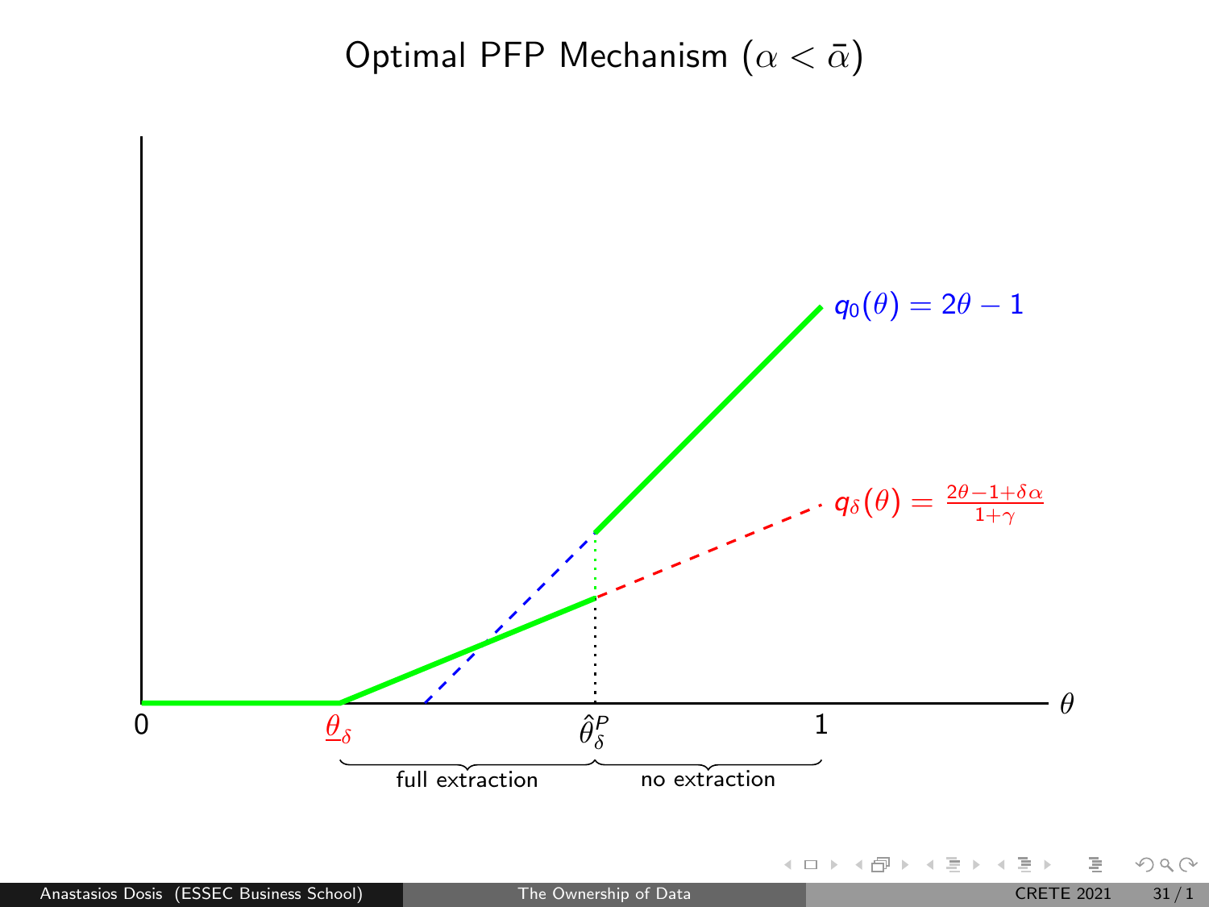# Optimal PFP Mechanism ($\alpha < \bar{\alpha}$)

$q_0(\theta) = 2\theta - 1$

$q_\delta(\theta) = \frac{2\theta - 1 + \delta\alpha}{1+\gamma}$

$\theta$

0 $\underline{\theta}_\delta$ $\hat{\theta}^P_\delta$ 1

full extraction | no extraction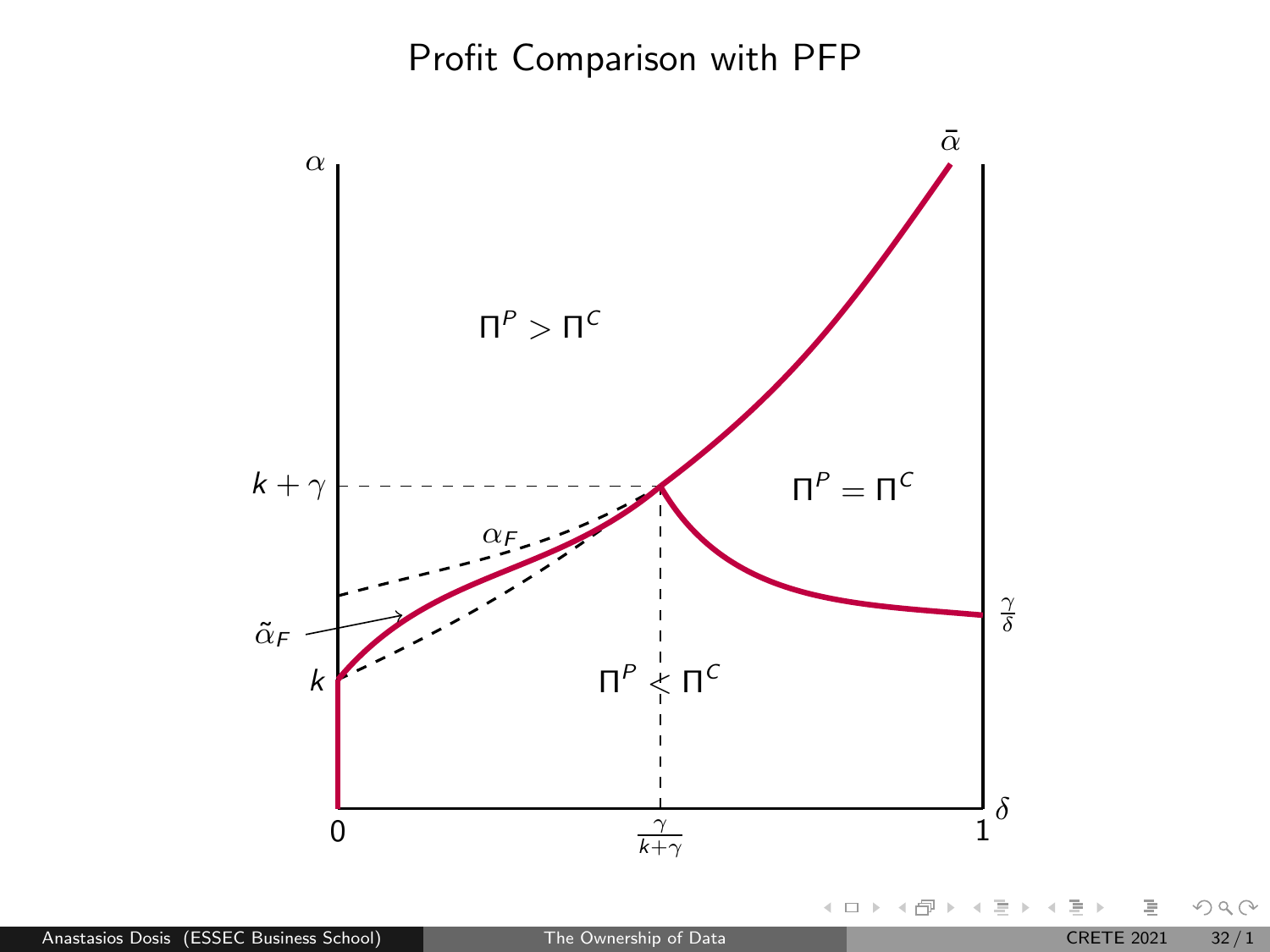# Profit Comparison with PFP

$\alpha$

$\bar{\alpha}$

$\Pi^P > \Pi^C$

$k + \gamma$

$\Pi^P = \Pi^C$

$\alpha_F$

$\frac{\gamma}{\delta}$

$\tilde{\alpha}_F$

$k$

$\Pi^P < \Pi^C$

$0$ $\frac{\gamma}{k+\gamma}$ $1$ $\delta$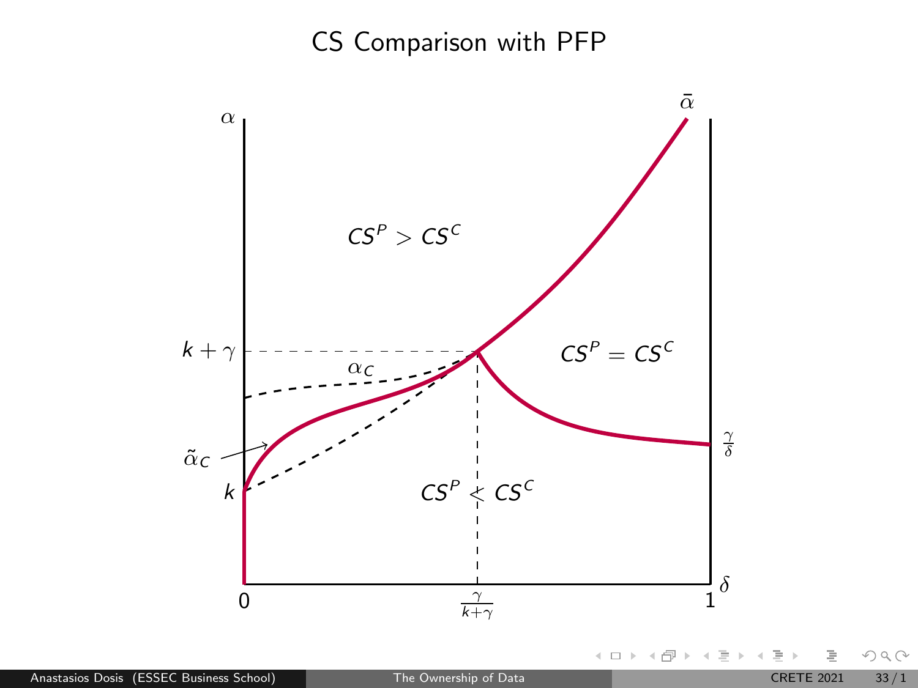# CS Comparison with PFP

$\alpha$

$\bar{\alpha}$

$CS^P > CS^C$

$k + \gamma$

$\alpha_C$

$CS^P = CS^C$

$\frac{\gamma}{\delta}$

$\tilde{\alpha}_C$

$k$

$CS^P < CS^C$

$0$

$\frac{\gamma}{k+\gamma}$

$1$

$\delta$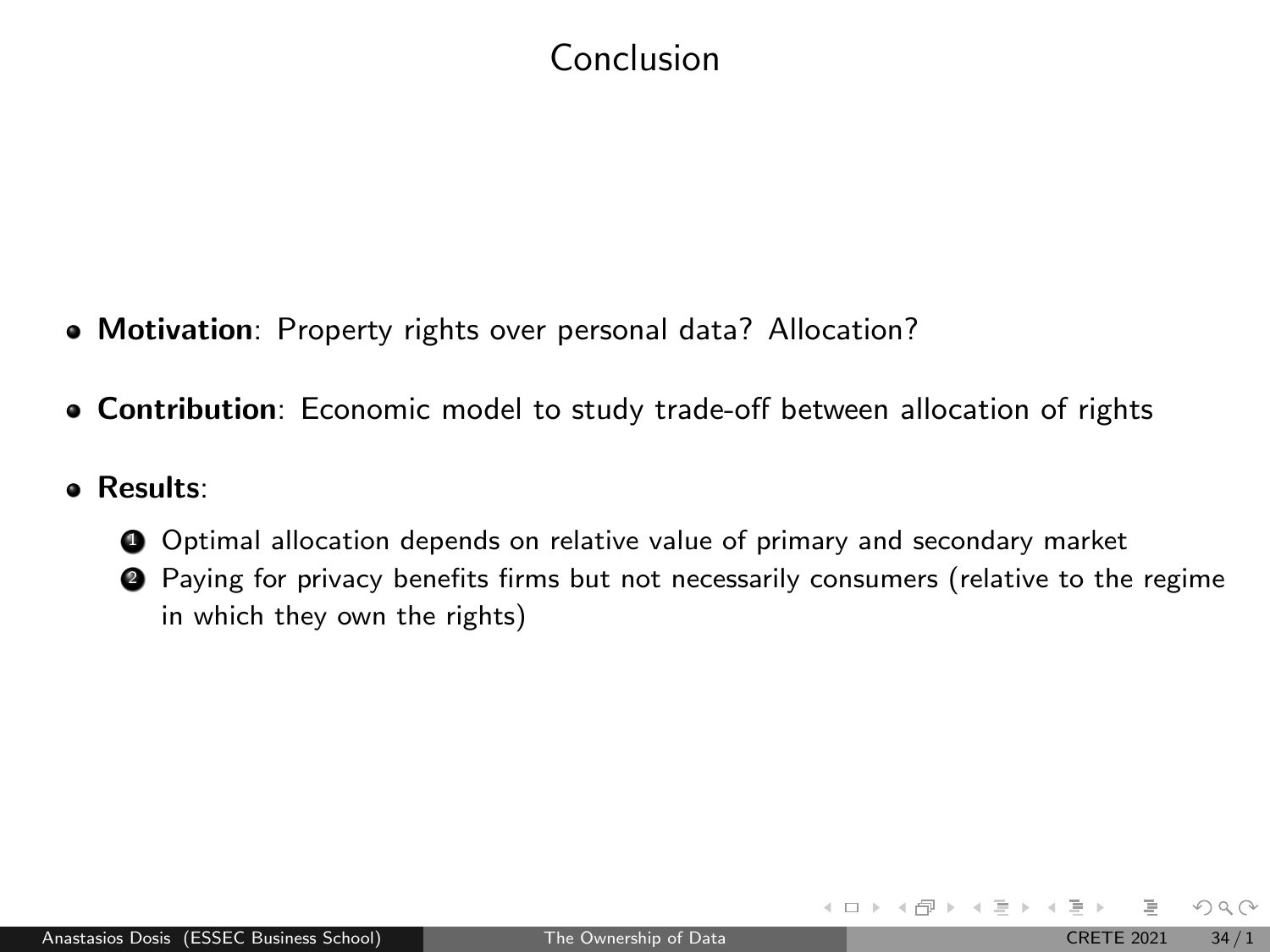# Conclusion

- **Motivation**: Property rights over personal data? Allocation?
- **Contribution**: Economic model to study trade-off between allocation of rights
- **Results**:
  1. Optimal allocation depends on relative value of primary and secondary market
  2. Paying for privacy benefits firms but not necessarily consumers (relative to the regime in which they own the rights)